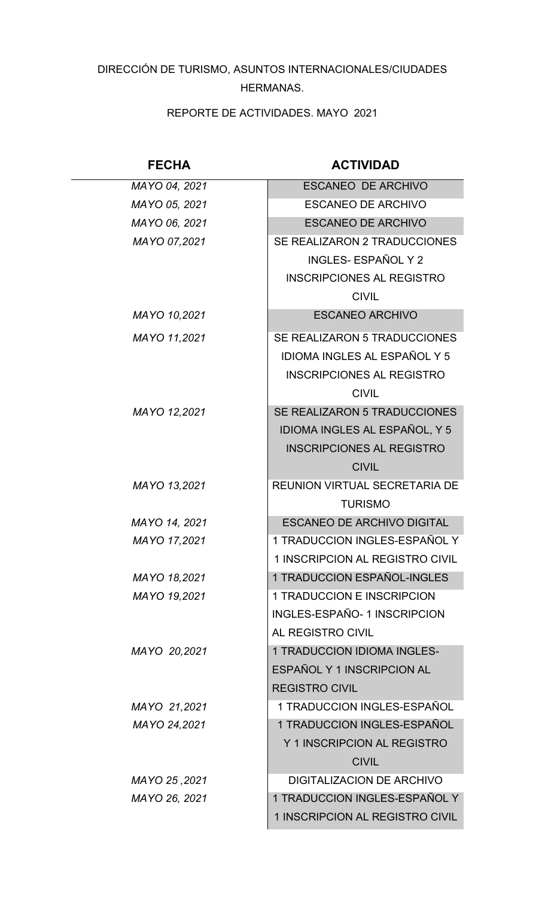DIRECCIÓN DE TURISMO, ASUNTOS INTERNACIONALES/CIUDADES HERMANAS.

REPORTE DE ACTIVIDADES. MAYO 2021

| **FECHA** | **ACTIVIDAD** |
|---|---|
| *MAYO 04, 2021* | ESCANEO DE ARCHIVO |
| *MAYO 05, 2021* | ESCANEO DE ARCHIVO |
| *MAYO 06, 2021* | ESCANEO DE ARCHIVO |
| *MAYO 07,2021* | SE REALIZARON 2 TRADUCCIONES INGLES- ESPAÑOL Y 2 INSCRIPCIONES AL REGISTRO CIVIL |
| *MAYO 10,2021* | ESCANEO ARCHIVO |
| *MAYO 11,2021* | SE REALIZARON 5 TRADUCCIONES IDIOMA INGLES AL ESPAÑOL Y 5 INSCRIPCIONES AL REGISTRO CIVIL |
| *MAYO 12,2021* | SE REALIZARON 5 TRADUCCIONES IDIOMA INGLES AL ESPAÑOL, Y 5 INSCRIPCIONES AL REGISTRO CIVIL |
| *MAYO 13,2021* | REUNION VIRTUAL SECRETARIA DE TURISMO |
| *MAYO 14, 2021* | ESCANEO DE ARCHIVO DIGITAL |
| *MAYO 17,2021* | 1 TRADUCCION INGLES-ESPAÑOL Y 1 INSCRIPCION AL REGISTRO CIVIL |
| *MAYO 18,2021* | 1 TRADUCCION ESPAÑOL-INGLES |
| *MAYO 19,2021* | 1 TRADUCCION E INSCRIPCION INGLES-ESPAÑO- 1 INSCRIPCION AL REGISTRO CIVIL |
| *MAYO 20,2021* | 1 TRADUCCION IDIOMA INGLES-ESPAÑOL Y 1 INSCRIPCION AL REGISTRO CIVIL |
| *MAYO 21,2021* | 1 TRADUCCION INGLES-ESPAÑOL |
| *MAYO 24,2021* | 1 TRADUCCION INGLES-ESPAÑOL Y 1 INSCRIPCION AL REGISTRO CIVIL |
| *MAYO 25 ,2021* | DIGITALIZACION DE ARCHIVO |
| *MAYO 26, 2021* | 1 TRADUCCION INGLES-ESPAÑOL Y 1 INSCRIPCION AL REGISTRO CIVIL |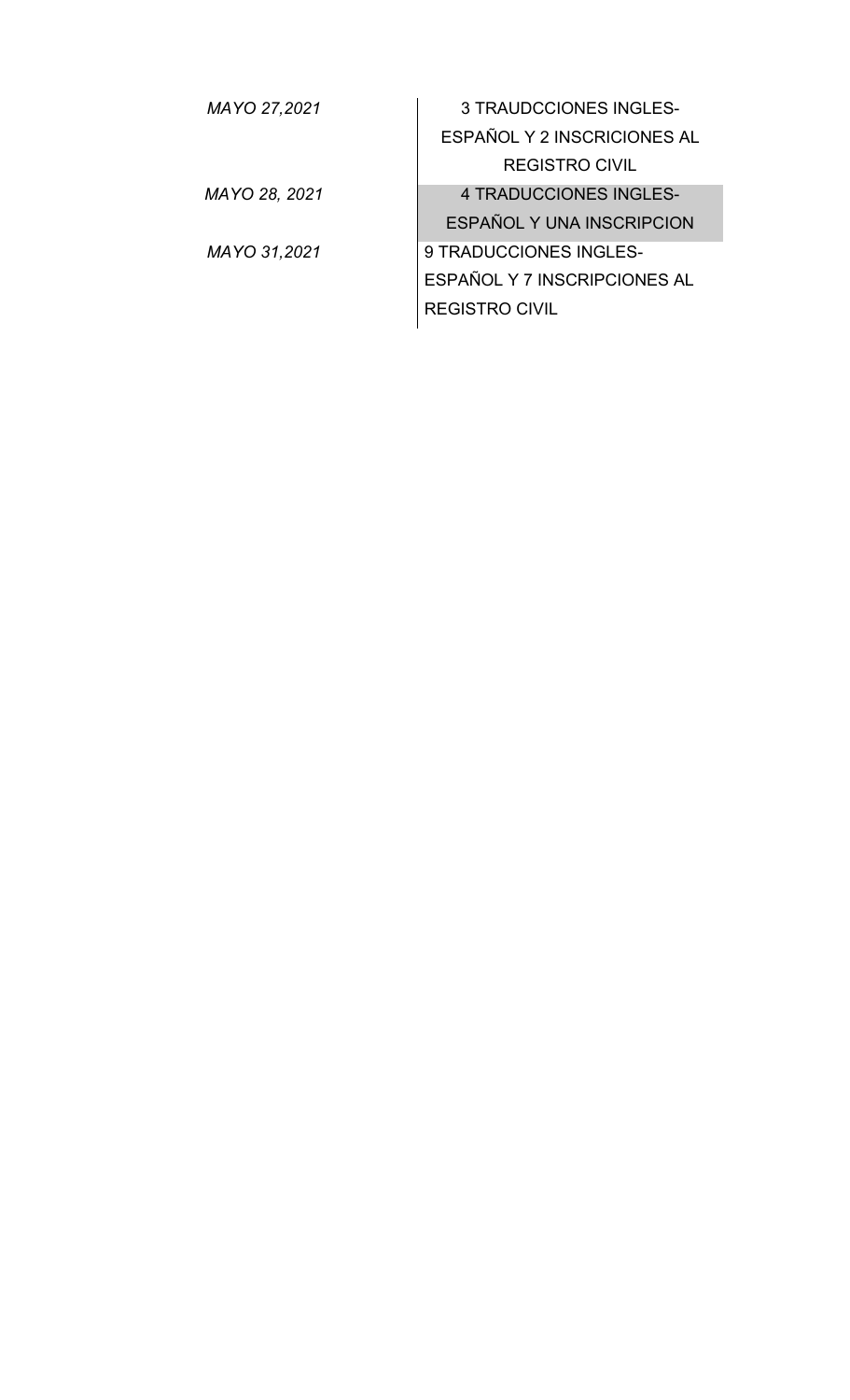| | |
|---|---|
| *MAYO 27,2021* | 3 TRAUDCCIONES INGLES-ESPAÑOL Y 2 INSCRICIONES AL REGISTRO CIVIL |
| *MAYO 28, 2021* | 4 TRADUCCIONES INGLES-ESPAÑOL Y UNA INSCRIPCION |
| *MAYO 31,2021* | 9 TRADUCCIONES INGLES-ESPAÑOL Y 7 INSCRIPCIONES AL REGISTRO CIVIL |